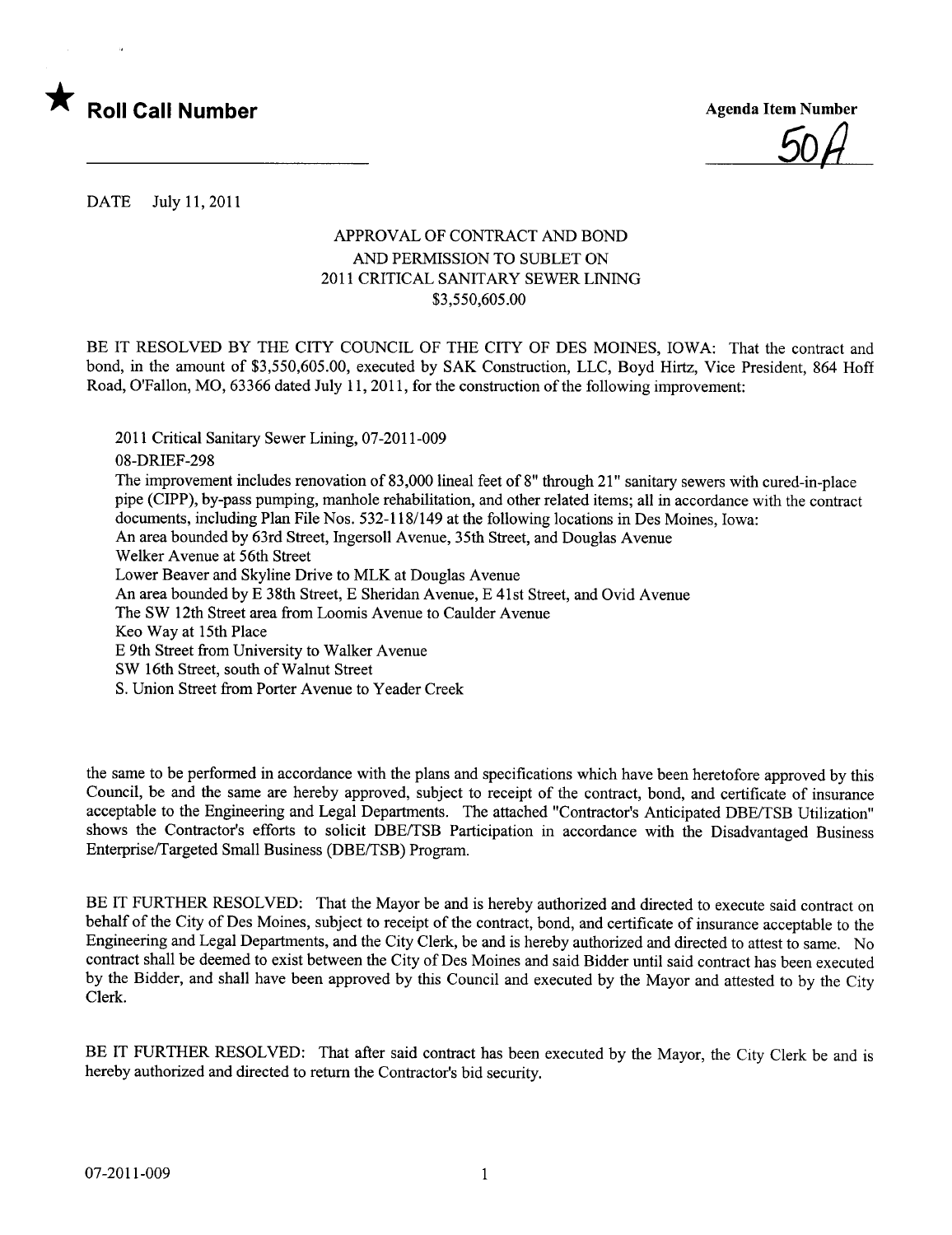★ **Roll Call Number**

Agenda Item Number

50A

DATE July 11, 2011

### APPROVAL OF CONTRACT AND BOND AND PERMISSION TO SUBLET ON 2011 CRITICAL SANITARY SEWER LINING $3,550,605.00

BE IT RESOLVED BY THE CITY COUNCIL OF THE CITY OF DES MOINES, IOWA: That the contract and bond, in the amount of $3,550,605.00, executed by SAK Construction, LLC, Boyd Hirtz, Vice President, 864 Hoff Road, O'Fallon, MO, 63366 dated July 11, 2011, for the construction of the following improvement:

2011 Critical Sanitary Sewer Lining, 07-2011-009
08-DRIEF-298
The improvement includes renovation of 83,000 lineal feet of 8" through 21" sanitary sewers with cured-in-place pipe (CIPP), by-pass pumping, manhole rehabilitation, and other related items; all in accordance with the contract documents, including Plan File Nos. 532-118/149 at the following locations in Des Moines, Iowa:
An area bounded by 63rd Street, Ingersoll Avenue, 35th Street, and Douglas Avenue
Welker Avenue at 56th Street
Lower Beaver and Skyline Drive to MLK at Douglas Avenue
An area bounded by E 38th Street, E Sheridan Avenue, E 41st Street, and Ovid Avenue
The SW 12th Street area from Loomis Avenue to Caulder Avenue
Keo Way at 15th Place
E 9th Street from University to Walker Avenue
SW 16th Street, south of Walnut Street
S. Union Street from Porter Avenue to Yeader Creek

the same to be performed in accordance with the plans and specifications which have been heretofore approved by this Council, be and the same are hereby approved, subject to receipt of the contract, bond, and certificate of insurance acceptable to the Engineering and Legal Departments. The attached "Contractor's Anticipated DBE/TSB Utilization" shows the Contractor's efforts to solicit DBE/TSB Participation in accordance with the Disadvantaged Business Enterprise/Targeted Small Business (DBE/TSB) Program.

BE IT FURTHER RESOLVED: That the Mayor be and is hereby authorized and directed to execute said contract on behalf of the City of Des Moines, subject to receipt of the contract, bond, and certificate of insurance acceptable to the Engineering and Legal Departments, and the City Clerk, be and is hereby authorized and directed to attest to same. No contract shall be deemed to exist between the City of Des Moines and said Bidder until said contract has been executed by the Bidder, and shall have been approved by this Council and executed by the Mayor and attested to by the City Clerk.

BE IT FURTHER RESOLVED: That after said contract has been executed by the Mayor, the City Clerk be and is hereby authorized and directed to return the Contractor's bid security.

07-2011-009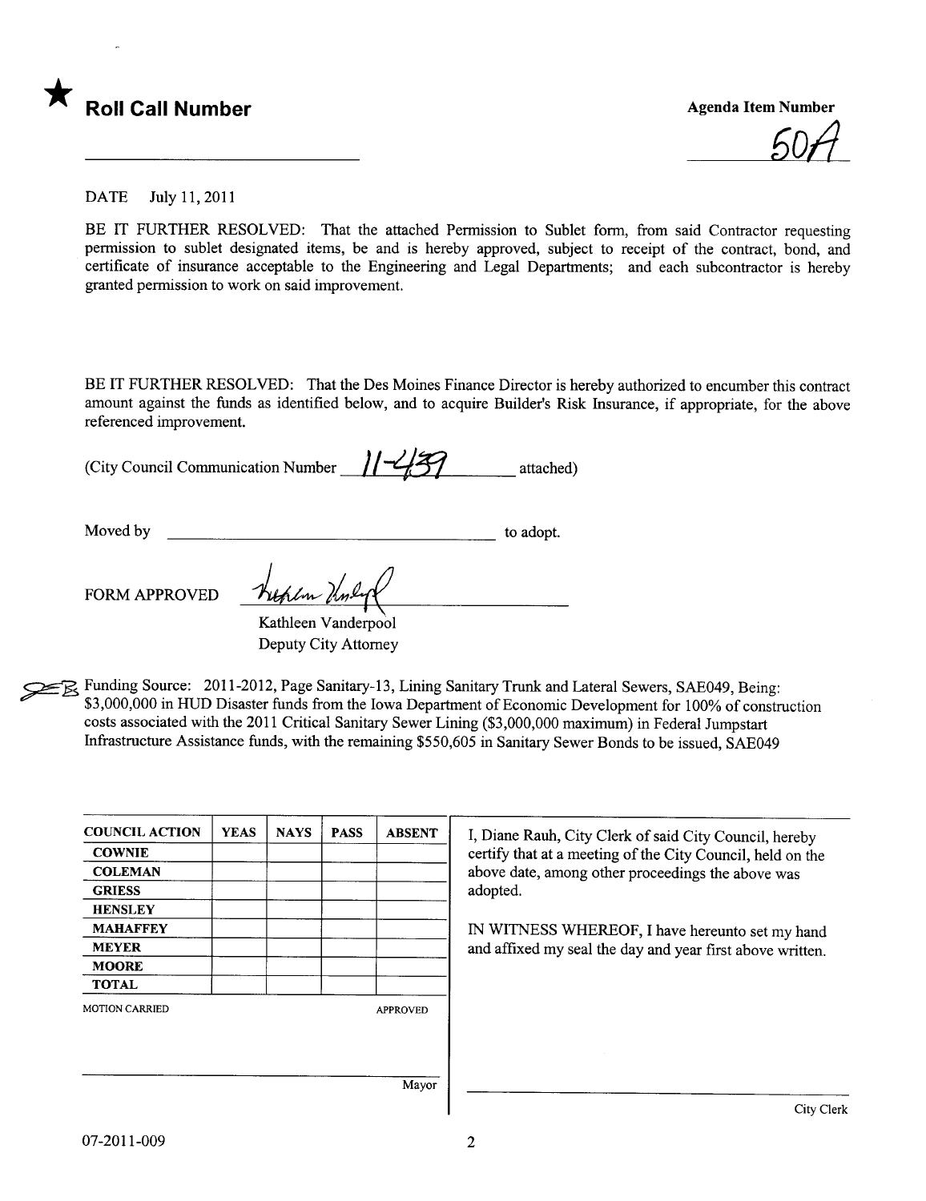★ **Roll Call Number**

**Agenda Item Number**

50A

DATE July 11, 2011

BE IT FURTHER RESOLVED: That the attached Permission to Sublet form, from said Contractor requesting permission to sublet designated items, be and is hereby approved, subject to receipt of the contract, bond, and certificate of insurance acceptable to the Engineering and Legal Departments; and each subcontractor is hereby granted permission to work on said improvement.

BE IT FURTHER RESOLVED: That the Des Moines Finance Director is hereby authorized to encumber this contract amount against the funds as identified below, and to acquire Builder's Risk Insurance, if appropriate, for the above referenced improvement.

(City Council Communication Number 11-439 attached)

Moved by ______________________ to adopt.

FORM APPROVED

Kathleen Vanderpool
Deputy City Attorney

Funding Source: 2011-2012, Page Sanitary-13, Lining Sanitary Trunk and Lateral Sewers, SAE049, Being: $3,000,000 in HUD Disaster funds from the Iowa Department of Economic Development for 100% of construction costs associated with the 2011 Critical Sanitary Sewer Lining ($3,000,000 maximum) in Federal Jumpstart Infrastructure Assistance funds, with the remaining $550,605 in Sanitary Sewer Bonds to be issued, SAE049

| COUNCIL ACTION | YEAS | NAYS | PASS | ABSENT |
|---|---|---|---|---|
| COWNIE | | | | |
| COLEMAN | | | | |
| GRIESS | | | | |
| HENSLEY | | | | |
| MAHAFFEY | | | | |
| MEYER | | | | |
| MOORE | | | | |
| TOTAL | | | | |

MOTION CARRIED APPROVED

Mayor

I, Diane Rauh, City Clerk of said City Council, hereby certify that at a meeting of the City Council, held on the above date, among other proceedings the above was adopted.

IN WITNESS WHEREOF, I have hereunto set my hand and affixed my seal the day and year first above written.

City Clerk

07-2011-009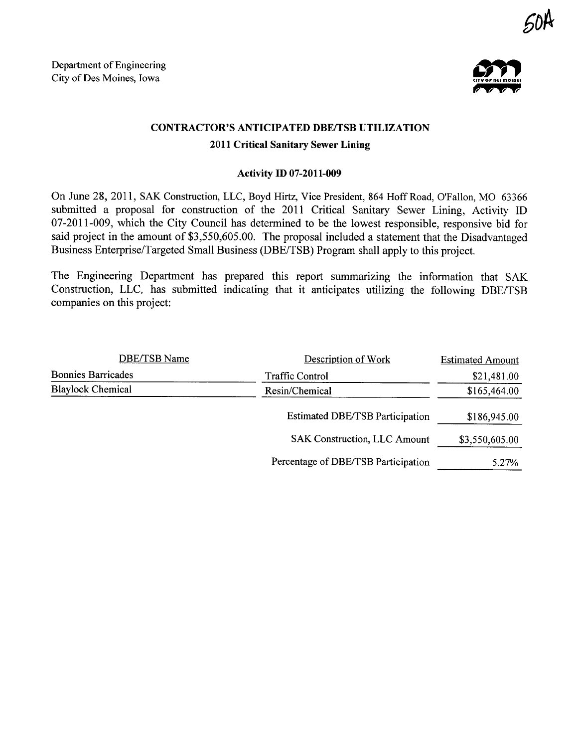50A

Department of Engineering
City of Des Moines, Iowa

## CONTRACTOR'S ANTICIPATED DBE/TSB UTILIZATION

### 2011 Critical Sanitary Sewer Lining

### Activity ID 07-2011-009

On June 28, 2011, SAK Construction, LLC, Boyd Hirtz, Vice President, 864 Hoff Road, O'Fallon, MO 63366 submitted a proposal for construction of the 2011 Critical Sanitary Sewer Lining, Activity ID 07-2011-009, which the City Council has determined to be the lowest responsible, responsive bid for said project in the amount of $3,550,605.00. The proposal included a statement that the Disadvantaged Business Enterprise/Targeted Small Business (DBE/TSB) Program shall apply to this project.

The Engineering Department has prepared this report summarizing the information that SAK Construction, LLC, has submitted indicating that it anticipates utilizing the following DBE/TSB companies on this project:

| DBE/TSB Name | Description of Work | Estimated Amount |
|---|---|---|
| Bonnies Barricades | Traffic Control | $21,481.00 |
| Blaylock Chemical | Resin/Chemical | $165,464.00 |
| | Estimated DBE/TSB Participation | $186,945.00 |
| | SAK Construction, LLC Amount | $3,550,605.00 |
| | Percentage of DBE/TSB Participation | 5.27% |